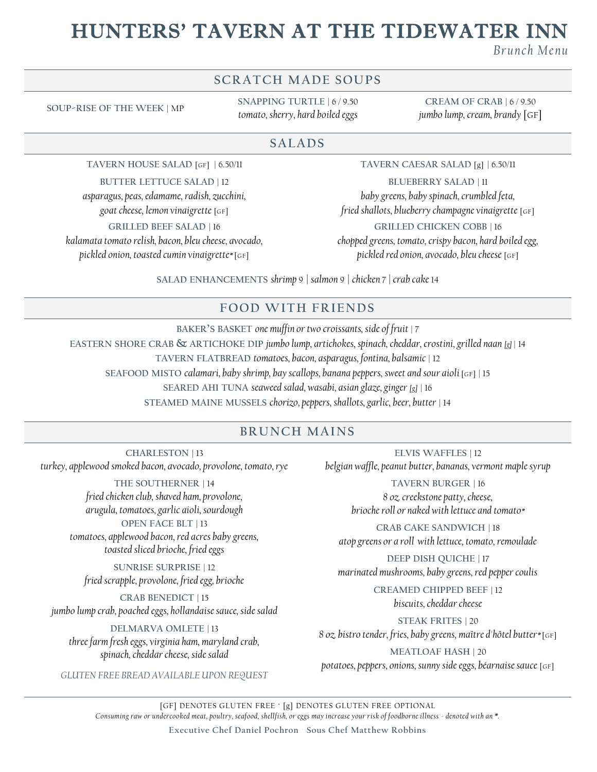# HUNTERS' TAVERN AT THE TIDEWATER INN

*Brunch Menu*

## SCRATCH MADE SOUPS

**SOUP-RISE OF THE WEEK** | MP

**SNAPPING TURTLE** | 6 / 9.50
*tomato, sherry, hard boiled eggs*

**CREAM OF CRAB** | 6 / 9.50
*jumbo lump, cream, brandy* [GF]

## SALADS

**TAVERN HOUSE SALAD** [GF] | 6.50/11

**BUTTER LETTUCE SALAD** | 12
*asparagus, peas, edamame, radish, zucchini, goat cheese, lemon vinaigrette* [GF]

**GRILLED BEEF SALAD** | 16
*kalamata tomato relish, bacon, bleu cheese, avocado, pickled onion, toasted cumin vinaigrette** [GF]

**TAVERN CAESAR SALAD** [g] | 6.50/11

**BLUEBERRY SALAD** | 11
*baby greens, baby spinach, crumbled feta, fried shallots, blueberry champagne vinaigrette* [GF]

**GRILLED CHICKEN COBB** | 16
*chopped greens, tomato, crispy bacon, hard boiled egg, pickled red onion, avocado, bleu cheese* [GF]

**SALAD ENHANCEMENTS** *shrimp* 9 | *salmon* 9 | *chicken* 7 | *crab cake* 14

## FOOD WITH FRIENDS

**BAKER'S BASKET** *one muffin or two croissants, side of fruit* | 7

**EASTERN SHORE CRAB & ARTICHOKE DIP** *jumbo lump, artichokes, spinach, cheddar, crostini, grilled naan* [g] | 14

**TAVERN FLATBREAD** *tomatoes, bacon, asparagus, fontina, balsamic* | 12

**SEAFOOD MISTO** *calamari, baby shrimp, bay scallops, banana peppers, sweet and sour aioli* [GF] | 15

**SEARED AHI TUNA** *seaweed salad, wasabi, asian glaze, ginger* [g] | 16

**STEAMED MAINE MUSSELS** *chorizo, peppers, shallots, garlic, beer, butter* | 14

## BRUNCH MAINS

**CHARLESTON** | 13
*turkey, applewood smoked bacon, avocado, provolone, tomato, rye*

**THE SOUTHERNER** | 14
*fried chicken club, shaved ham, provolone, arugula, tomatoes, garlic aioli, sourdough*

**OPEN FACE BLT** | 13
*tomatoes, applewood bacon, red acres baby greens, toasted sliced brioche, fried eggs*

**SUNRISE SURPRISE** | 12
*fried scrapple, provolone, fried egg, brioche*

**CRAB BENEDICT** | 15
*jumbo lump crab, poached eggs, hollandaise sauce, side salad*

**DELMARVA OMLETE** | 13
*three farm fresh eggs, virginia ham, maryland crab, spinach, cheddar cheese, side salad*

*GLUTEN FREE BREAD AVAILABLE UPON REQUEST*

**ELVIS WAFFLES** | 12
*belgian waffle, peanut butter, bananas, vermont maple syrup*

**TAVERN BURGER** | 16
*8 oz. creekstone patty, cheese, brioche roll or naked with lettuce and tomato**

**CRAB CAKE SANDWICH** | 18
*atop greens or a roll with lettuce, tomato, remoulade*

**DEEP DISH QUICHE** | 17
*marinated mushrooms, baby greens, red pepper coulis*

**CREAMED CHIPPED BEEF** | 12
*biscuits, cheddar cheese*

**STEAK FRITES** | 20
*8 oz. bistro tender, fries, baby greens, maître d'hôtel butter** [GF]

**MEATLOAF HASH** | 20
*potatoes, peppers, onions, sunny side eggs, béarnaise sauce* [GF]

---

[GF] DENOTES GLUTEN FREE · [g] DENOTES GLUTEN FREE OPTIONAL

*Consuming raw or undercooked meat, poultry, seafood, shellfish, or eggs may increase your risk of foodborne illness - denoted with an *.*

Executive Chef Daniel Pochron · Sous Chef Matthew Robbins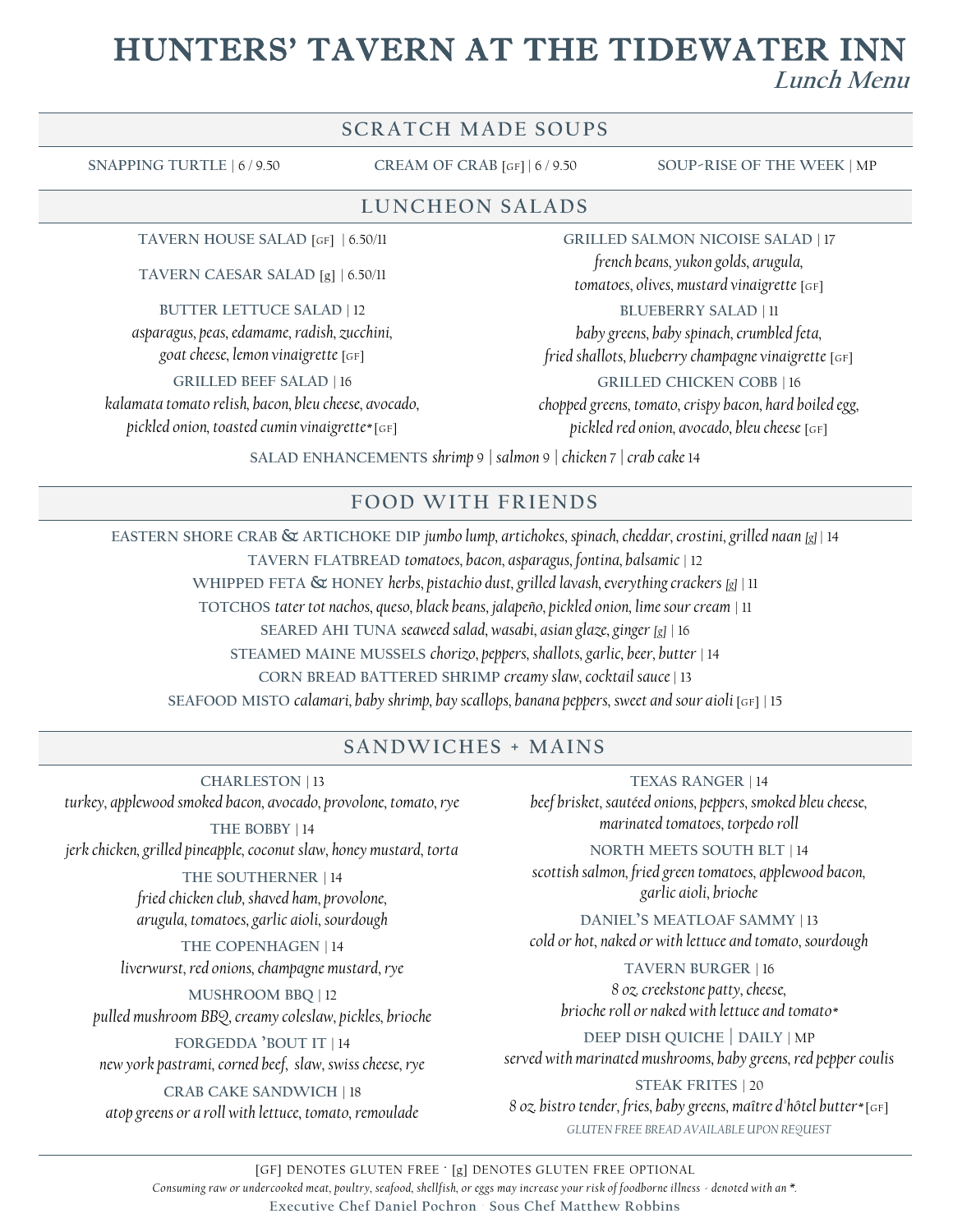# HUNTERS' TAVERN AT THE TIDEWATER INN

## Lunch Menu

## SCRATCH MADE SOUPS

**SNAPPING TURTLE** | 6 / 9.50

**CREAM OF CRAB** [GF] | 6 / 9.50

**SOUP-RISE OF THE WEEK** | MP

## LUNCHEON SALADS

**TAVERN HOUSE SALAD** [GF] | 6.50/11

**TAVERN CAESAR SALAD** [g] | 6.50/11

**BUTTER LETTUCE SALAD** | 12
*asparagus, peas, edamame, radish, zucchini, goat cheese, lemon vinaigrette* [GF]

**GRILLED BEEF SALAD** | 16
*kalamata tomato relish, bacon, bleu cheese, avocado, pickled onion, toasted cumin vinaigrette** [GF]

**GRILLED SALMON NICOISE SALAD** | 17
*french beans, yukon golds, arugula, tomatoes, olives, mustard vinaigrette* [GF]

**BLUEBERRY SALAD** | 11
*baby greens, baby spinach, crumbled feta, fried shallots, blueberry champagne vinaigrette* [GF]

**GRILLED CHICKEN COBB** | 16
*chopped greens, tomato, crispy bacon, hard boiled egg, pickled red onion, avocado, bleu cheese* [GF]

**SALAD ENHANCEMENTS** *shrimp* 9 | *salmon* 9 | *chicken* 7 | *crab cake* 14

## FOOD WITH FRIENDS

**EASTERN SHORE CRAB & ARTICHOKE DIP** *jumbo lump, artichokes, spinach, cheddar, crostini, grilled naan [g]* | 14

**TAVERN FLATBREAD** *tomatoes, bacon, asparagus, fontina, balsamic* | 12

**WHIPPED FETA & HONEY** *herbs, pistachio dust, grilled lavash, everything crackers [g]* | 11

**TOTCHOS** *tater tot nachos, queso, black beans, jalapeño, pickled onion, lime sour cream* | 11

**SEARED AHI TUNA** *seaweed salad, wasabi, asian glaze, ginger [g]* | 16

**STEAMED MAINE MUSSELS** *chorizo, peppers, shallots, garlic, beer, butter* | 14

**CORN BREAD BATTERED SHRIMP** *creamy slaw, cocktail sauce* | 13

**SEAFOOD MISTO** *calamari, baby shrimp, bay scallops, banana peppers, sweet and sour aioli* [GF] | 15

## SANDWICHES + MAINS

**CHARLESTON** | 13
*turkey, applewood smoked bacon, avocado, provolone, tomato, rye*

**THE BOBBY** | 14
*jerk chicken, grilled pineapple, coconut slaw, honey mustard, torta*

**THE SOUTHERNER** | 14
*fried chicken club, shaved ham, provolone, arugula, tomatoes, garlic aioli, sourdough*

**THE COPENHAGEN** | 14
*liverwurst, red onions, champagne mustard, rye*

**MUSHROOM BBQ** | 12
*pulled mushroom BBQ, creamy coleslaw, pickles, brioche*

**FORGEDDA 'BOUT IT** | 14
*new york pastrami, corned beef, slaw, swiss cheese, rye*

**CRAB CAKE SANDWICH** | 18
*atop greens or a roll with lettuce, tomato, remoulade*

**TEXAS RANGER** | 14
*beef brisket, sautéed onions, peppers, smoked bleu cheese, marinated tomatoes, torpedo roll*

**NORTH MEETS SOUTH BLT** | 14
*scottish salmon, fried green tomatoes, applewood bacon, garlic aioli, brioche*

**DANIEL'S MEATLOAF SAMMY** | 13
*cold or hot, naked or with lettuce and tomato, sourdough*

**TAVERN BURGER** | 16
*8 oz. creekstone patty, cheese, brioche roll or naked with lettuce and tomato**

**DEEP DISH QUICHE | DAILY** | MP
*served with marinated mushrooms, baby greens, red pepper coulis*

**STEAK FRITES** | 20
*8 oz. bistro tender, fries, baby greens, maître d'hôtel butter** [GF]

*GLUTEN FREE BREAD AVAILABLE UPON REQUEST*

---

[GF] DENOTES GLUTEN FREE · [g] DENOTES GLUTEN FREE OPTIONAL

*Consuming raw or undercooked meat, poultry, seafood, shellfish, or eggs may increase your risk of foodborne illness - denoted with an *.*

**Executive Chef Daniel Pochron · Sous Chef Matthew Robbins**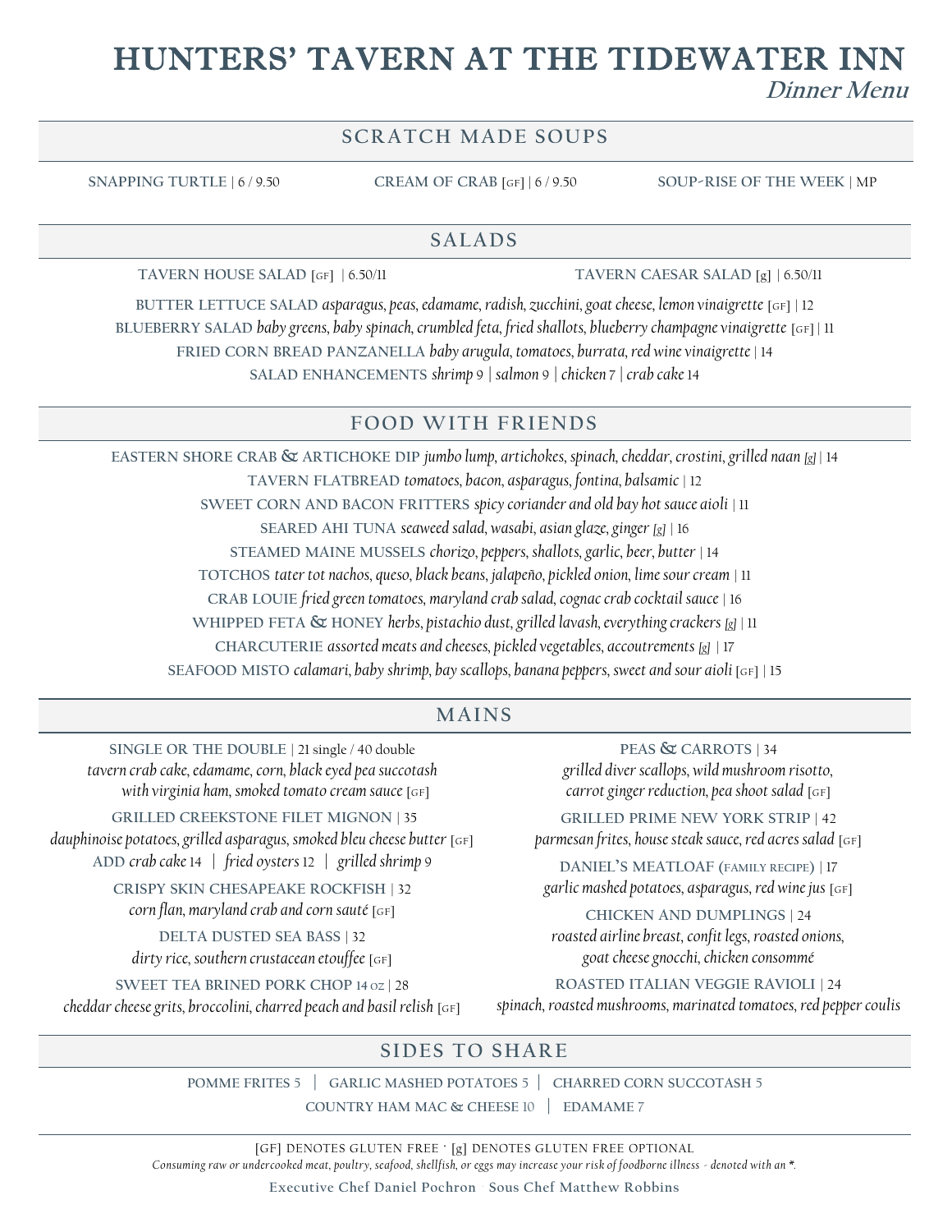# HUNTERS' TAVERN AT THE TIDEWATER INN

## *Dinner Menu*

## SCRATCH MADE SOUPS

**SNAPPING TURTLE** | 6 / 9.50

**CREAM OF CRAB** [GF] | 6 / 9.50

**SOUP-RISE OF THE WEEK** | MP

## SALADS

**TAVERN HOUSE SALAD** [GF] | 6.50/11

**TAVERN CAESAR SALAD** [g] | 6.50/11

**BUTTER LETTUCE SALAD** *asparagus, peas, edamame, radish, zucchini, goat cheese, lemon vinaigrette* [GF] | 12

**BLUEBERRY SALAD** *baby greens, baby spinach, crumbled feta, fried shallots, blueberry champagne vinaigrette* [GF] | 11

**FRIED CORN BREAD PANZANELLA** *baby arugula, tomatoes, burrata, red wine vinaigrette* | 14

**SALAD ENHANCEMENTS** *shrimp* 9 | *salmon* 9 | *chicken* 7 | *crab cake* 14

## FOOD WITH FRIENDS

**EASTERN SHORE CRAB & ARTICHOKE DIP** *jumbo lump, artichokes, spinach, cheddar, crostini, grilled naan [g]* | 14

**TAVERN FLATBREAD** *tomatoes, bacon, asparagus, fontina, balsamic* | 12

**SWEET CORN AND BACON FRITTERS** *spicy coriander and old bay hot sauce aioli* | 11

**SEARED AHI TUNA** *seaweed salad, wasabi, asian glaze, ginger [g]* | 16

**STEAMED MAINE MUSSELS** *chorizo, peppers, shallots, garlic, beer, butter* | 14

**TOTCHOS** *tater tot nachos, queso, black beans, jalapeño, pickled onion, lime sour cream* | 11

**CRAB LOUIE** *fried green tomatoes, maryland crab salad, cognac crab cocktail sauce* | 16

**WHIPPED FETA & HONEY** *herbs, pistachio dust, grilled lavash, everything crackers [g]* | 11

**CHARCUTERIE** *assorted meats and cheeses, pickled vegetables, accoutrements [g]* | 17

**SEAFOOD MISTO** *calamari, baby shrimp, bay scallops, banana peppers, sweet and sour aioli* [GF] | 15

## MAINS

**SINGLE OR THE DOUBLE** | 21 single / 40 double
*tavern crab cake, edamame, corn, black eyed pea succotash with virginia ham, smoked tomato cream sauce* [GF]

**GRILLED CREEKSTONE FILET MIGNON** | 35
*dauphinoise potatoes, grilled asparagus, smoked bleu cheese butter* [GF]
ADD *crab cake* 14 | *fried oysters* 12 | *grilled shrimp* 9

**CRISPY SKIN CHESAPEAKE ROCKFISH** | 32
*corn flan, maryland crab and corn sauté* [GF]

**DELTA DUSTED SEA BASS** | 32
*dirty rice, southern crustacean etouffee* [GF]

**SWEET TEA BRINED PORK CHOP** 14 OZ | 28
*cheddar cheese grits, broccolini, charred peach and basil relish* [GF]

**PEAS & CARROTS** | 34
*grilled diver scallops, wild mushroom risotto, carrot ginger reduction, pea shoot salad* [GF]

**GRILLED PRIME NEW YORK STRIP** | 42
*parmesan frites, house steak sauce, red acres salad* [GF]

**DANIEL'S MEATLOAF** (FAMILY RECIPE) | 17
*garlic mashed potatoes, asparagus, red wine jus* [GF]

**CHICKEN AND DUMPLINGS** | 24
*roasted airline breast, confit legs, roasted onions, goat cheese gnocchi, chicken consommé*

**ROASTED ITALIAN VEGGIE RAVIOLI** | 24
*spinach, roasted mushrooms, marinated tomatoes, red pepper coulis*

## SIDES TO SHARE

**POMME FRITES** 5 | **GARLIC MASHED POTATOES** 5 | **CHARRED CORN SUCCOTASH** 5

**COUNTRY HAM MAC & CHEESE** 10 | **EDAMAME** 7

[GF] DENOTES GLUTEN FREE · [g] DENOTES GLUTEN FREE OPTIONAL

*Consuming raw or undercooked meat, poultry, seafood, shellfish, or eggs may increase your risk of foodborne illness - denoted with an \*.*

Executive Chef Daniel Pochron   Sous Chef Matthew Robbins